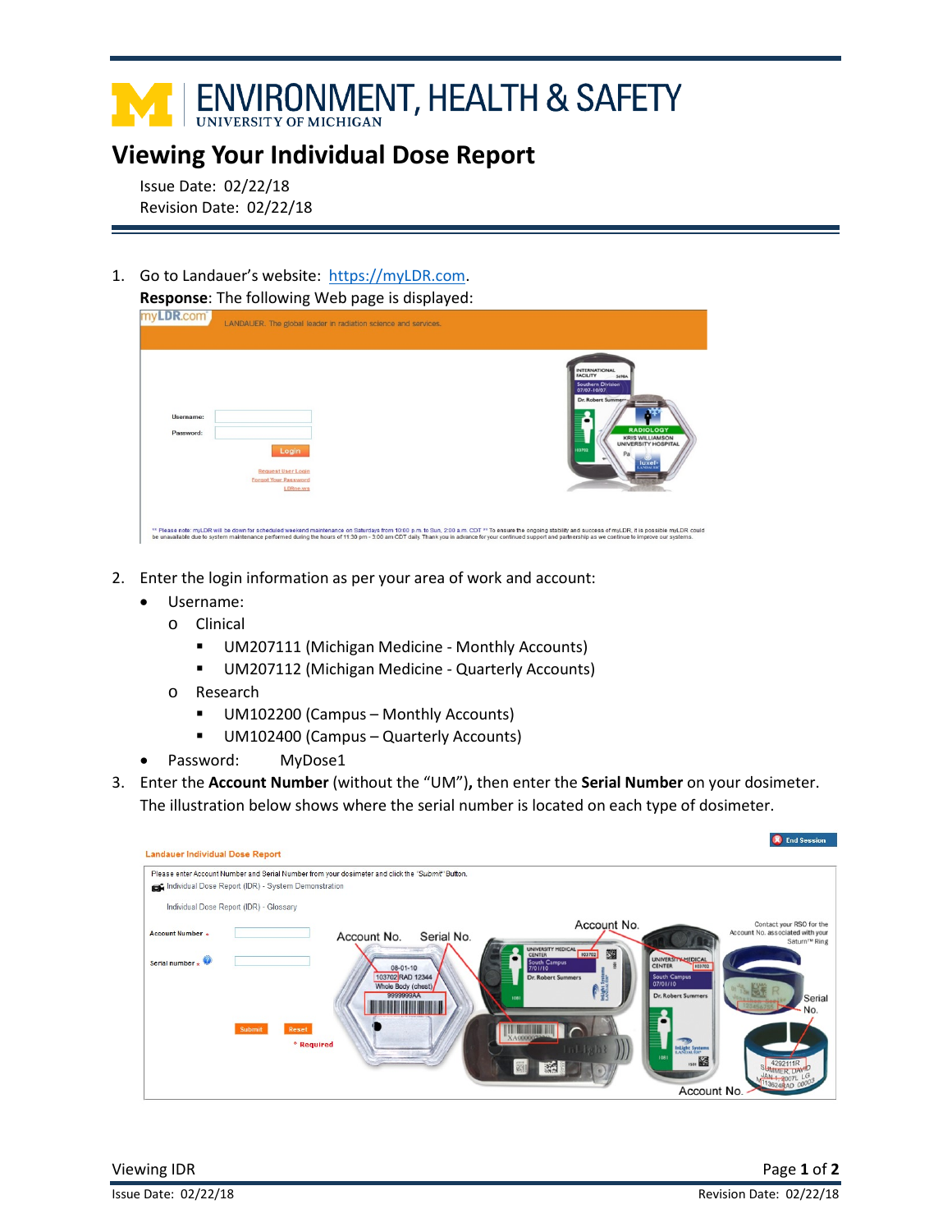# ENVIRONMENT, HEALTH & SAFETY

UNIVERSITY OF MICHIGAN

## Viewing Your Individual Dose Report

Issue Date: 02/22/18
Revision Date: 02/22/18

1. Go to Landauer's website: https://myLDR.com.
   **Response**: The following Web page is displayed:

2. Enter the login information as per your area of work and account:
   - Username:
     - Clinical
       - UM207111 (Michigan Medicine - Monthly Accounts)
       - UM207112 (Michigan Medicine - Quarterly Accounts)
     - Research
       - UM102200 (Campus – Monthly Accounts)
       - UM102400 (Campus – Quarterly Accounts)
   - Password: MyDose1

3. Enter the **Account Number** (without the "UM"), then enter the **Serial Number** on your dosimeter. The illustration below shows where the serial number is located on each type of dosimeter.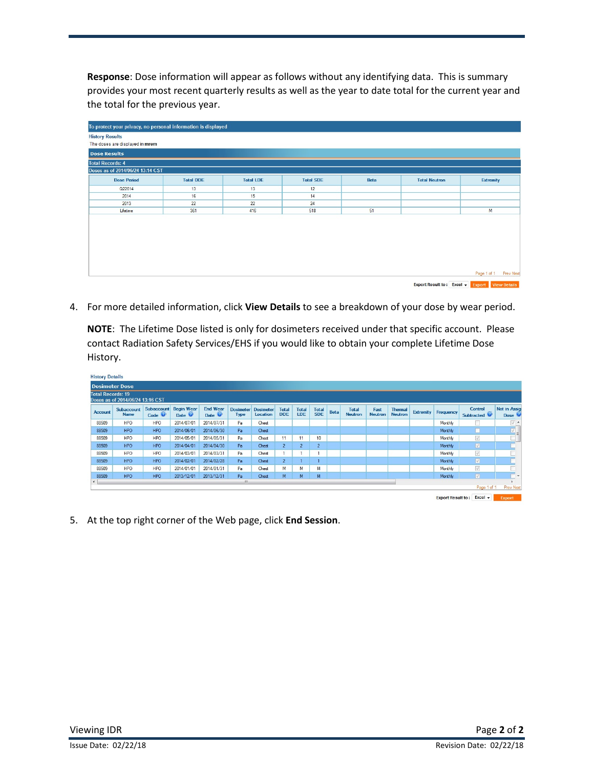**Response**: Dose information will appear as follows without any identifying data. This is summary provides your most recent quarterly results as well as the year to date total for the current year and the total for the previous year.

To protect your privacy, no personal information is displayed

History Results

The doses are displayed in **mrem**

**Dose Results**

Total Records: 4

Doses as of 2014/06/24 13:14 CST

| Dose Period | Total DDE | Total LDE | Total SDE | Beta | Total Neutron | Extremity |
|---|---|---|---|---|---|---|
| Q22014 | 13 | 13 | 12 | | | |
| 2014 | 16 | 15 | 14 | | | |
| 2013 | 22 | 22 | 24 | | | |
| Lifetime | 361 | 416 | 518 | 51 | | M |

Page 1 of 1 Prev Next

Export Result to : Excel Export View Details

4. For more detailed information, click **View Details** to see a breakdown of your dose by wear period.

   **NOTE**: The Lifetime Dose listed is only for dosimeters received under that specific account. Please contact Radiation Safety Services/EHS if you would like to obtain your complete Lifetime Dose History.

History Details

**Dosimeter Dose**

Total Records: 19

Doses as of 2014/06/24 13:16 CST

| Account | Subaccount Name | Subaccount Code | Begin Wear Date | End Wear Date | Dosimeter Type | Dosimeter Location | Total DDE | Total LDE | Total SDE | Beta | Total Neutron | Fast Neutron | Thermal Neutron | Extremity | Frequency | Control Subtracted | Not in Assig Dose |
|---|---|---|---|---|---|---|---|---|---|---|---|---|---|---|---|---|---|
| 88509 | HPO | HPO | 2014/07/01 | 2014/07/31 | Pa | Chest | | | | | | | | | Monthly | | |
| 88509 | HPO | HPO | 2014/06/01 | 2014/06/30 | Pa | Chest | | | | | | | | | Monthly | | |
| 88509 | HPO | HPO | 2014/05/01 | 2014/05/31 | Pa | Chest | 11 | 11 | 10 | | | | | | Monthly | | |
| 88509 | HPO | HPO | 2014/04/01 | 2014/04/30 | Pa | Chest | 2 | 2 | 2 | | | | | | Monthly | | |
| 88509 | HPO | HPO | 2014/03/01 | 2014/03/31 | Pa | Chest | 1 | 1 | 1 | | | | | | Monthly | | |
| 88509 | HPO | HPO | 2014/02/01 | 2014/02/28 | Pa | Chest | 2 | 1 | 1 | | | | | | Monthly | | |
| 88509 | HPO | HPO | 2014/01/01 | 2014/01/31 | Pa | Chest | M | M | M | | | | | | Monthly | | |
| 88509 | HPO | HPO | 2013/12/01 | 2013/12/31 | Pa | Chest | M | M | M | | | | | | Monthly | | |

Page 1 of 1 Prev Next

Export Result to : Excel Export

5. At the top right corner of the Web page, click **End Session**.